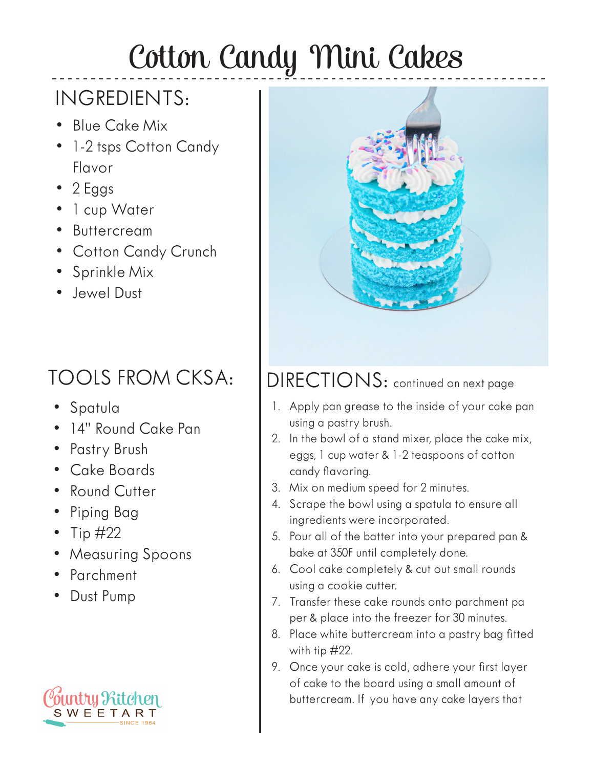# Cotton Candy Mini Cakes

## INGREDIENTS:

- Blue Cake Mix
- 1-2 tsps Cotton Candy Flavor
- 2 Eggs
- 1 cup Water
- Buttercream
- Cotton Candy Crunch
- Sprinkle Mix
- Jewel Dust

## TOOLS FROM CKSA:

- Spatula
- 14" Round Cake Pan
- Pastry Brush
- Cake Boards
- Round Cutter
- Piping Bag
- Tip #22
- Measuring Spoons
- Parchment
- Dust Pump

## DIRECTIONS: continued on next page

1. Apply pan grease to the inside of your cake pan using a pastry brush.
2. In the bowl of a stand mixer, place the cake mix, eggs, 1 cup water & 1-2 teaspoons of cotton candy flavoring.
3. Mix on medium speed for 2 minutes.
4. Scrape the bowl using a spatula to ensure all ingredients were incorporated.
5. Pour all of the batter into your prepared pan & bake at 350F until completely done.
6. Cool cake completely & cut out small rounds using a cookie cutter.
7. Transfer these cake rounds onto parchment paper & place into the freezer for 30 minutes.
8. Place white buttercream into a pastry bag fitted with tip #22.
9. Once your cake is cold, adhere your first layer of cake to the board using a small amount of buttercream. If you have any cake layers that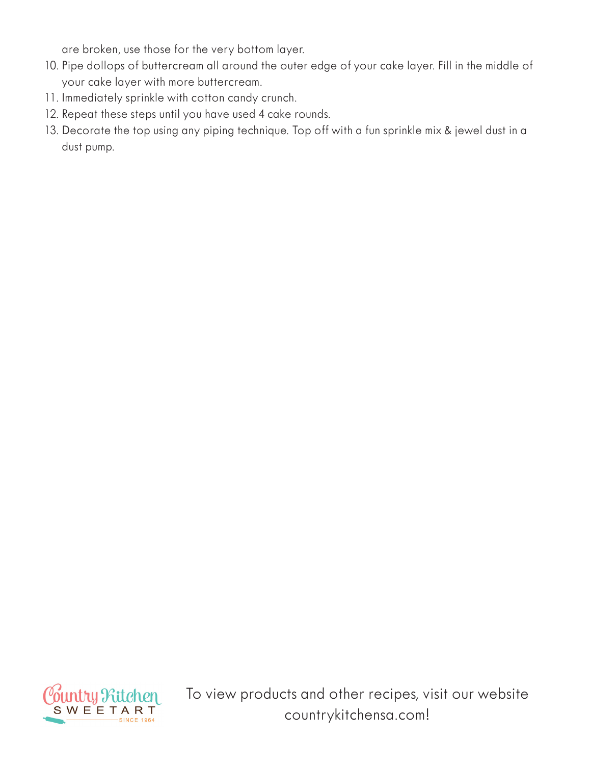are broken, use those for the very bottom layer.

10. Pipe dollops of buttercream all around the outer edge of your cake layer. Fill in the middle of your cake layer with more buttercream.
11. Immediately sprinkle with cotton candy crunch.
12. Repeat these steps until you have used 4 cake rounds.
13. Decorate the top using any piping technique. Top off with a fun sprinkle mix & jewel dust in a dust pump.

Country Kitchen SWEETART SINCE 1964

To view products and other recipes, visit our website countrykitchensa.com!